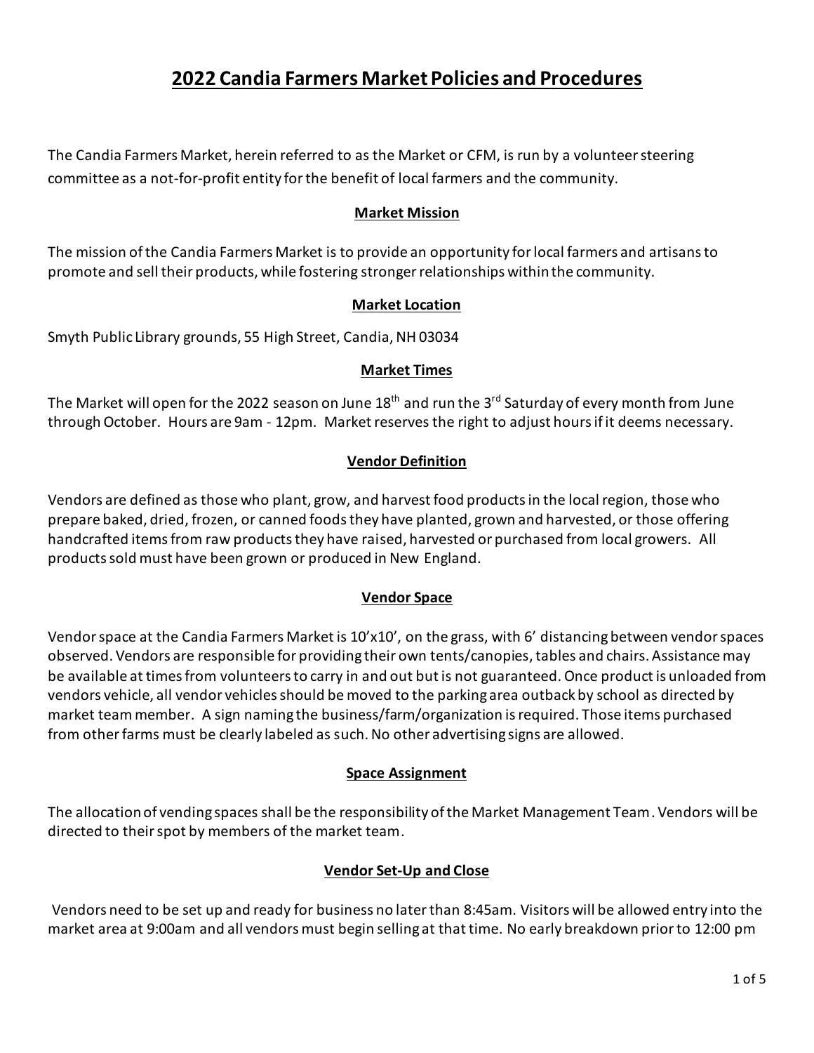# 2022 Candia Farmers Market Policies and Procedures

The Candia Farmers Market, herein referred to as the Market or CFM, is run by a volunteer steering committee as a not-for-profit entity for the benefit of local farmers and the community.

## Market Mission

The mission of the Candia Farmers Market is to provide an opportunity for local farmers and artisans to promote and sell their products, while fostering stronger relationships within the community.

## Market Location

Smyth Public Library grounds, 55 High Street, Candia, NH 03034

## Market Times

The Market will open for the 2022 season on June 18th and run the 3rd Saturday of every month from June through October. Hours are 9am - 12pm. Market reserves the right to adjust hours if it deems necessary.

## Vendor Definition

Vendors are defined as those who plant, grow, and harvest food products in the local region, those who prepare baked, dried, frozen, or canned foods they have planted, grown and harvested, or those offering handcrafted items from raw products they have raised, harvested or purchased from local growers. All products sold must have been grown or produced in New England.

## Vendor Space

Vendor space at the Candia Farmers Market is 10'x10', on the grass, with 6' distancing between vendor spaces observed. Vendors are responsible for providing their own tents/canopies, tables and chairs. Assistance may be available at times from volunteers to carry in and out but is not guaranteed. Once product is unloaded from vendors vehicle, all vendor vehicles should be moved to the parking area outback by school as directed by market team member. A sign naming the business/farm/organization is required. Those items purchased from other farms must be clearly labeled as such. No other advertising signs are allowed.

## Space Assignment

The allocation of vending spaces shall be the responsibility of the Market Management Team. Vendors will be directed to their spot by members of the market team.

## Vendor Set-Up and Close

Vendors need to be set up and ready for business no later than 8:45am. Visitors will be allowed entry into the market area at 9:00am and all vendors must begin selling at that time. No early breakdown prior to 12:00 pm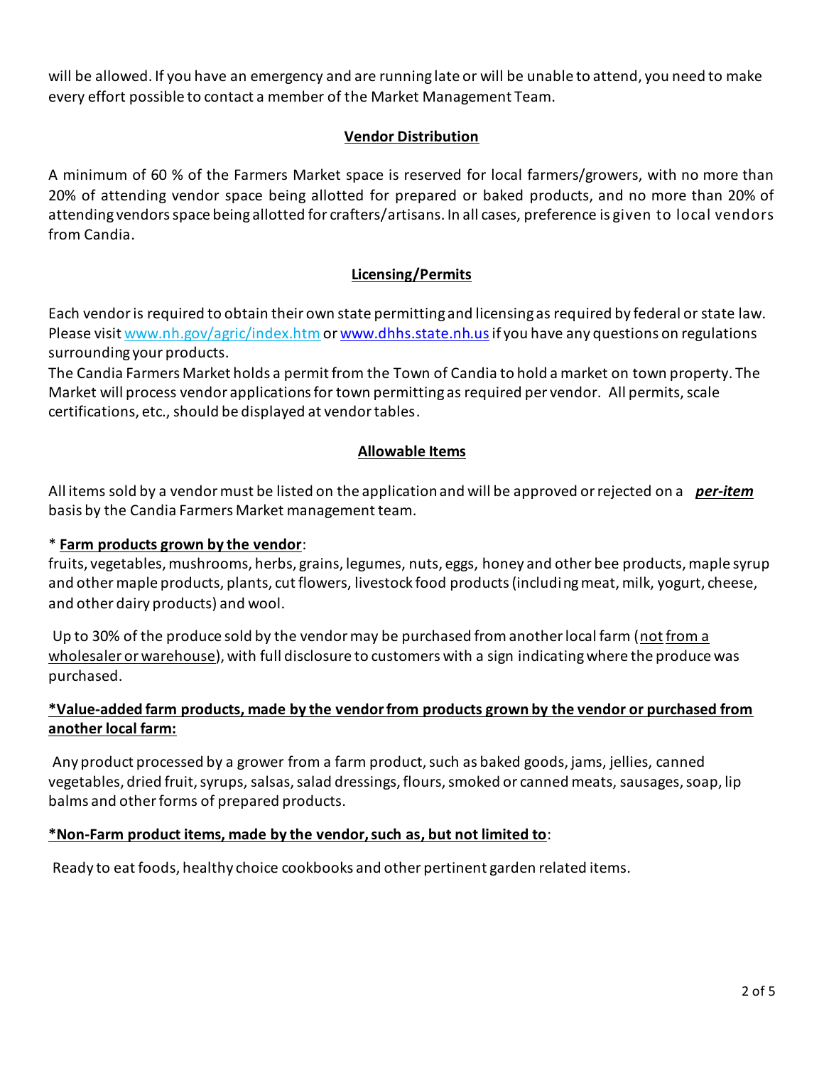will be allowed. If you have an emergency and are running late or will be unable to attend, you need to make every effort possible to contact a member of the Market Management Team.

## Vendor Distribution

A minimum of 60 % of the Farmers Market space is reserved for local farmers/growers, with no more than 20% of attending vendor space being allotted for prepared or baked products, and no more than 20% of attending vendors space being allotted for crafters/artisans. In all cases, preference is given to local vendors from Candia.

## Licensing/Permits

Each vendor is required to obtain their own state permitting and licensing as required by federal or state law. Please visit www.nh.gov/agric/index.htm or www.dhhs.state.nh.us if you have any questions on regulations surrounding your products.

The Candia Farmers Market holds a permit from the Town of Candia to hold a market on town property. The Market will process vendor applications for town permitting as required per vendor. All permits, scale certifications, etc., should be displayed at vendor tables.

## Allowable Items

All items sold by a vendor must be listed on the application and will be approved or rejected on a ***per-item*** basis by the Candia Farmers Market management team.

* **Farm products grown by the vendor**:
fruits, vegetables, mushrooms, herbs, grains, legumes, nuts, eggs, honey and other bee products, maple syrup and other maple products, plants, cut flowers, livestock food products (including meat, milk, yogurt, cheese, and other dairy products) and wool.

Up to 30% of the produce sold by the vendor may be purchased from another local farm (not from a wholesaler or warehouse), with full disclosure to customers with a sign indicating where the produce was purchased.

**\*Value-added farm products, made by the vendor from products grown by the vendor or purchased from another local farm:**

Any product processed by a grower from a farm product, such as baked goods, jams, jellies, canned vegetables, dried fruit, syrups, salsas, salad dressings, flours, smoked or canned meats, sausages, soap, lip balms and other forms of prepared products.

**\*Non-Farm product items, made by the vendor, such as, but not limited to**:

Ready to eat foods, healthy choice cookbooks and other pertinent garden related items.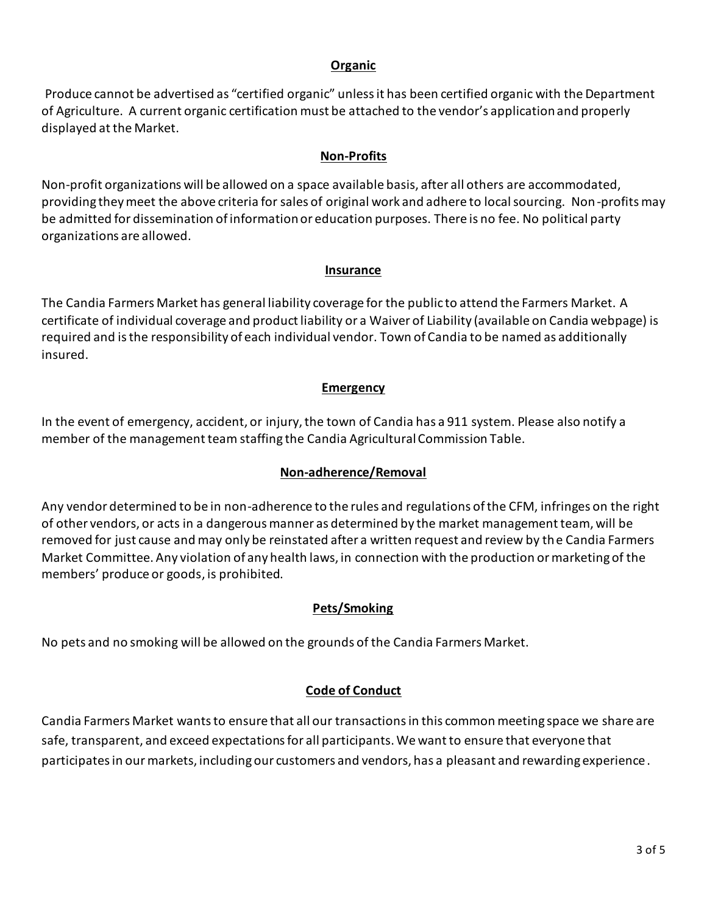## Organic

Produce cannot be advertised as "certified organic" unless it has been certified organic with the Department of Agriculture. A current organic certification must be attached to the vendor's application and properly displayed at the Market.

## Non-Profits

Non-profit organizations will be allowed on a space available basis, after all others are accommodated, providing they meet the above criteria for sales of original work and adhere to local sourcing. Non-profits may be admitted for dissemination of information or education purposes. There is no fee. No political party organizations are allowed.

## Insurance

The Candia Farmers Market has general liability coverage for the public to attend the Farmers Market. A certificate of individual coverage and product liability or a Waiver of Liability (available on Candia webpage) is required and is the responsibility of each individual vendor. Town of Candia to be named as additionally insured.

## Emergency

In the event of emergency, accident, or injury, the town of Candia has a 911 system. Please also notify a member of the management team staffing the Candia Agricultural Commission Table.

## Non-adherence/Removal

Any vendor determined to be in non-adherence to the rules and regulations of the CFM, infringes on the right of other vendors, or acts in a dangerous manner as determined by the market management team, will be removed for just cause and may only be reinstated after a written request and review by the Candia Farmers Market Committee. Any violation of any health laws, in connection with the production or marketing of the members' produce or goods, is prohibited.

## Pets/Smoking

No pets and no smoking will be allowed on the grounds of the Candia Farmers Market.

## Code of Conduct

Candia Farmers Market wants to ensure that all our transactions in this common meeting space we share are safe, transparent, and exceed expectations for all participants. We want to ensure that everyone that participates in our markets, including our customers and vendors, has a pleasant and rewarding experience.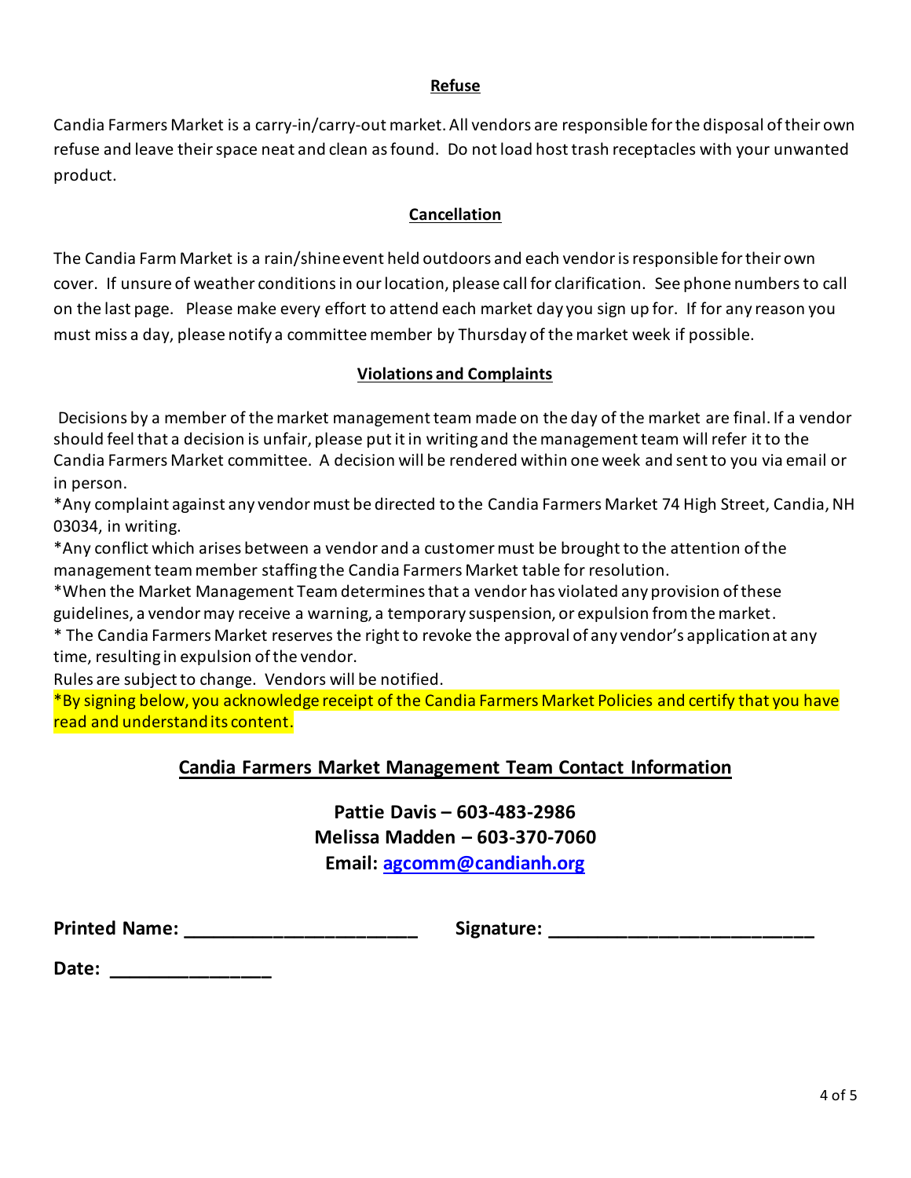## Refuse

Candia Farmers Market is a carry-in/carry-out market. All vendors are responsible for the disposal of their own refuse and leave their space neat and clean as found. Do not load host trash receptacles with your unwanted product.

## Cancellation

The Candia Farm Market is a rain/shine event held outdoors and each vendor is responsible for their own cover. If unsure of weather conditions in our location, please call for clarification. See phone numbers to call on the last page. Please make every effort to attend each market day you sign up for. If for any reason you must miss a day, please notify a committee member by Thursday of the market week if possible.

## Violations and Complaints

Decisions by a member of the market management team made on the day of the market are final. If a vendor should feel that a decision is unfair, please put it in writing and the management team will refer it to the Candia Farmers Market committee. A decision will be rendered within one week and sent to you via email or in person.

*Any complaint against any vendor must be directed to the Candia Farmers Market 74 High Street, Candia, NH 03034, in writing.

*Any conflict which arises between a vendor and a customer must be brought to the attention of the management team member staffing the Candia Farmers Market table for resolution.

*When the Market Management Team determines that a vendor has violated any provision of these guidelines, a vendor may receive a warning, a temporary suspension, or expulsion from the market.

* The Candia Farmers Market reserves the right to revoke the approval of any vendor's application at any time, resulting in expulsion of the vendor.

Rules are subject to change. Vendors will be notified.

*By signing below, you acknowledge receipt of the Candia Farmers Market Policies and certify that you have read and understand its content.

## Candia Farmers Market Management Team Contact Information

**Pattie Davis – 603-483-2986**
**Melissa Madden – 603-370-7060**
**Email: agcomm@candianh.org**

**Printed Name:** ______________________ **Signature:** ________________________

**Date:** _______________